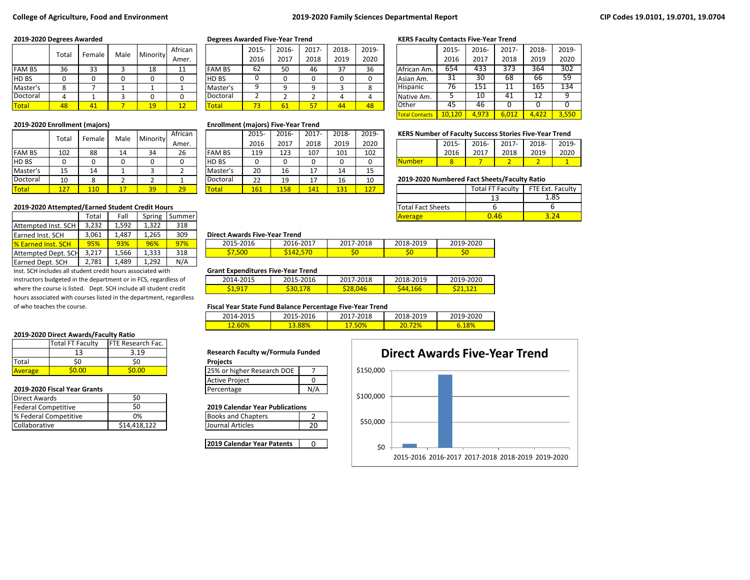**College of Agriculture, Food and Environment** — **2019-2020 Family Sciences Departmental Report** — **CIP Codes 19.0101, 19.0701, 19.0704**

### 2019-2020 Degrees Awarded

| | Total | Female | Male | Minority | African Amer. |
|---|---|---|---|---|---|
| FAM BS | 36 | 33 | 3 | 18 | 11 |
| HD BS | 0 | 0 | 0 | 0 | 0 |
| Master's | 8 | 7 | 1 | 1 | 1 |
| Doctoral | 4 | 1 | 3 | 0 | 0 |
| Total | 48 | 41 | 7 | 19 | 12 |

### Degrees Awarded Five-Year Trend

| | 2015-2016 | 2016-2017 | 2017-2018 | 2018-2019 | 2019-2020 |
|---|---|---|---|---|---|
| FAM BS | 62 | 50 | 46 | 37 | 36 |
| HD BS | 0 | 0 | 0 | 0 | 0 |
| Master's | 9 | 9 | 9 | 3 | 8 |
| Doctoral | 2 | 2 | 2 | 4 | 4 |
| Total | 73 | 61 | 57 | 44 | 48 |

### KERS Faculty Contacts Five-Year Trend

| | 2015-2016 | 2016-2017 | 2017-2018 | 2018-2019 | 2019-2020 |
|---|---|---|---|---|---|
| African Am. | 654 | 433 | 373 | 364 | 302 |
| Asian Am. | 31 | 30 | 68 | 66 | 59 |
| Hispanic | 76 | 151 | 11 | 165 | 134 |
| Native Am. | 5 | 10 | 41 | 12 | 9 |
| Other | 45 | 46 | 0 | 0 | 0 |
| Total Contacts | 10,120 | 4,973 | 6,012 | 4,422 | 3,550 |

### 2019-2020 Enrollment (majors)

| | Total | Female | Male | Minority | African Amer. |
|---|---|---|---|---|---|
| FAM BS | 102 | 88 | 14 | 34 | 26 |
| HD BS | 0 | 0 | 0 | 0 | 0 |
| Master's | 15 | 14 | 1 | 3 | 2 |
| Doctoral | 10 | 8 | 2 | 2 | 1 |
| Total | 127 | 110 | 17 | 39 | 29 |

### Enrollment (majors) Five-Year Trend

| | 2015-2016 | 2016-2017 | 2017-2018 | 2018-2019 | 2019-2020 |
|---|---|---|---|---|---|
| FAM BS | 119 | 123 | 107 | 101 | 102 |
| HD BS | 0 | 0 | 0 | 0 | 0 |
| Master's | 20 | 16 | 17 | 14 | 15 |
| Doctoral | 22 | 19 | 17 | 16 | 10 |
| Total | 161 | 158 | 141 | 131 | 127 |

### KERS Number of Faculty Success Stories Five-Year Trend

| | 2015-2016 | 2016-2017 | 2017-2018 | 2018-2019 | 2019-2020 |
|---|---|---|---|---|---|
| Number | 8 | 7 | 2 | 2 | 1 |

### 2019-2020 Numbered Fact Sheets/Faculty Ratio

| | Total FT Faculty | FTE Ext. Faculty |
|---|---|---|
| | 13 | 1.85 |
| Total Fact Sheets | 6 | 6 |
| Average | 0.46 | 3.24 |

### 2019-2020 Attempted/Earned Student Credit Hours

| | Total | Fall | Spring | Summer |
|---|---|---|---|---|
| Attempted Inst. SCH | 3,232 | 1,592 | 1,322 | 318 |
| Earned Inst. SCH | 3,061 | 1,487 | 1,265 | 309 |
| % Earned Inst. SCH | 95% | 93% | 96% | 97% |
| Attempted Dept. SCH | 3,217 | 1,566 | 1,333 | 318 |
| Earned Dept. SCH | 2,781 | 1,489 | 1,292 | N/A |

Inst. SCH includes all student credit hours associated with instructors budgeted in the department or in FCS, regardless of where the course is listed. Dept. SCH include all student credit hours associated with courses listed in the department, regardless of who teaches the course.

### Direct Awards Five-Year Trend

| 2015-2016 | 2016-2017 | 2017-2018 | 2018-2019 | 2019-2020 |
|---|---|---|---|---|
| $7,500 | $142,570 | $0 | $0 | $0 |

### Grant Expenditures Five-Year Trend

| 2014-2015 | 2015-2016 | 2017-2018 | 2018-2019 | 2019-2020 |
|---|---|---|---|---|
| $1,917 | $30,178 | $28,046 | $44,166 | $21,121 |

### Fiscal Year State Fund Balance Percentage Five-Year Trend

| 2014-2015 | 2015-2016 | 2017-2018 | 2018-2019 | 2019-2020 |
|---|---|---|---|---|
| 12.60% | 13.88% | 17.50% | 20.72% | 6.18% |

### 2019-2020 Direct Awards/Faculty Ratio

| | Total FT Faculty | FTE Research Fac. |
|---|---|---|
| | 13 | 3.19 |
| Total | $0 | $0 |
| Average | $0.00 | $0.00 |

### 2019-2020 Fiscal Year Grants

| | |
|---|---|
| Direct Awards | $0 |
| Federal Competitive | $0 |
| % Federal Competitive | 0% |
| Collaborative | $14,418,122 |

### Research Faculty w/Formula Funded Projects

| | |
|---|---|
| 25% or higher Research DOE | 7 |
| Active Project | 0 |
| Percentage | N/A |

### 2019 Calendar Year Publications

| | |
|---|---|
| Books and Chapters | 2 |
| Journal Articles | 20 |

| | |
|---|---|
| **2019 Calendar Year Patents** | 0 |

### Direct Awards Five-Year Trend

| Year | Direct Awards |
|---|---|
| 2015-2016 | $7,500 |
| 2016-2017 | $142,570 |
| 2017-2018 | $0 |
| 2018-2019 | $0 |
| 2019-2020 | $0 |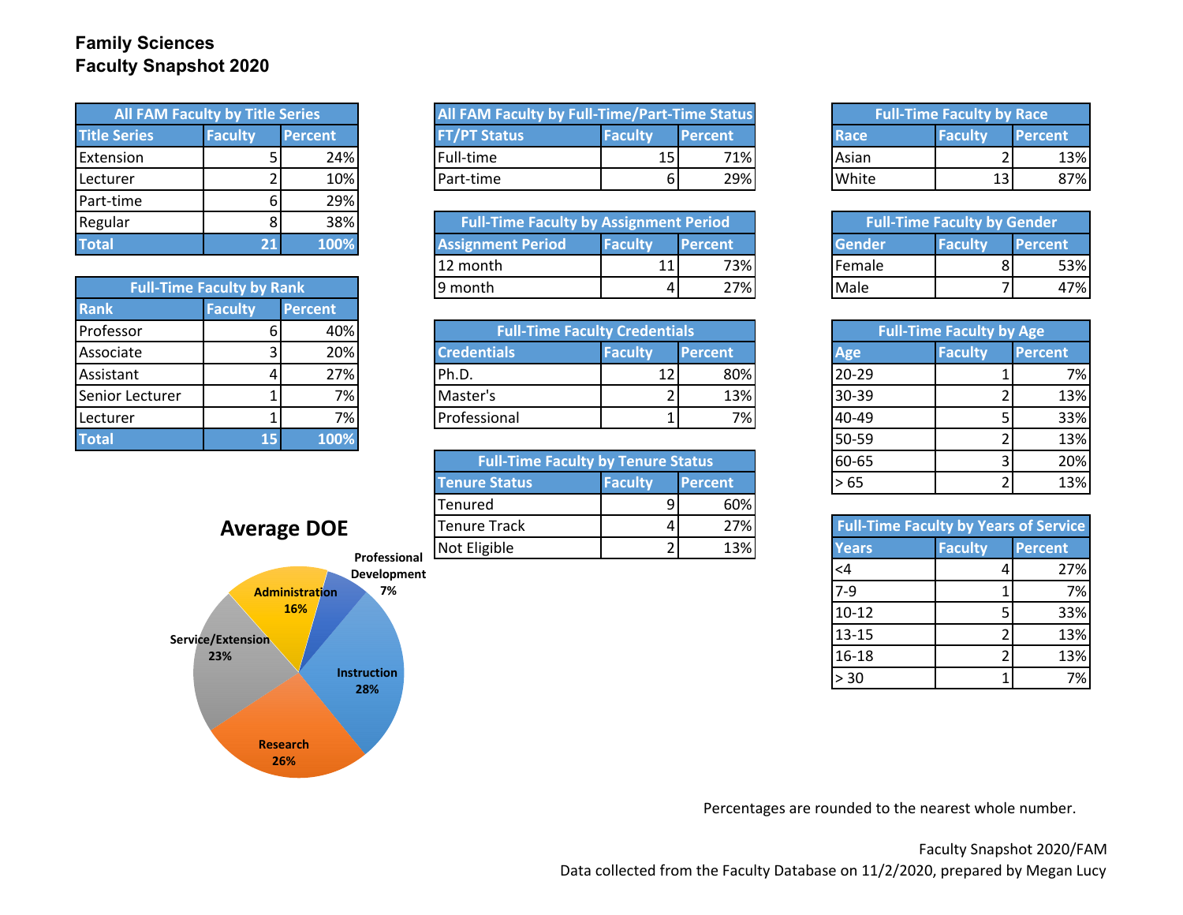# Family Sciences
# Faculty Snapshot 2020

| All FAM Faculty by Title Series | | |
|---|---|---|
| **Title Series** | **Faculty** | **Percent** |
| Extension | 5 | 24% |
| Lecturer | 2 | 10% |
| Part-time | 6 | 29% |
| Regular | 8 | 38% |
| **Total** | **21** | **100%** |

| Full-Time Faculty by Rank | | |
|---|---|---|
| **Rank** | **Faculty** | **Percent** |
| Professor | 6 | 40% |
| Associate | 3 | 20% |
| Assistant | 4 | 27% |
| Senior Lecturer | 1 | 7% |
| Lecturer | 1 | 7% |
| **Total** | **15** | **100%** |

**Average DOE**

Professional Development 7%
Administration 16%
Service/Extension 23%
Instruction 28%
Research 26%

| All FAM Faculty by Full-Time/Part-Time Status | | |
|---|---|---|
| **FT/PT Status** | **Faculty** | **Percent** |
| Full-time | 15 | 71% |
| Part-time | 6 | 29% |

| Full-Time Faculty by Assignment Period | | |
|---|---|---|
| **Assignment Period** | **Faculty** | **Percent** |
| 12 month | 11 | 73% |
| 9 month | 4 | 27% |

| Full-Time Faculty Credentials | | |
|---|---|---|
| **Credentials** | **Faculty** | **Percent** |
| Ph.D. | 12 | 80% |
| Master's | 2 | 13% |
| Professional | 1 | 7% |

| Full-Time Faculty by Tenure Status | | |
|---|---|---|
| **Tenure Status** | **Faculty** | **Percent** |
| Tenured | 9 | 60% |
| Tenure Track | 4 | 27% |
| Not Eligible | 2 | 13% |

| Full-Time Faculty by Race | | |
|---|---|---|
| **Race** | **Faculty** | **Percent** |
| Asian | 2 | 13% |
| White | 13 | 87% |

| Full-Time Faculty by Gender | | |
|---|---|---|
| **Gender** | **Faculty** | **Percent** |
| Female | 8 | 53% |
| Male | 7 | 47% |

| Full-Time Faculty by Age | | |
|---|---|---|
| **Age** | **Faculty** | **Percent** |
| 20-29 | 1 | 7% |
| 30-39 | 2 | 13% |
| 40-49 | 5 | 33% |
| 50-59 | 2 | 13% |
| 60-65 | 3 | 20% |
| > 65 | 2 | 13% |

| Full-Time Faculty by Years of Service | | |
|---|---|---|
| **Years** | **Faculty** | **Percent** |
| <4 | 4 | 27% |
| 7-9 | 1 | 7% |
| 10-12 | 5 | 33% |
| 13-15 | 2 | 13% |
| 16-18 | 2 | 13% |
| > 30 | 1 | 7% |

Percentages are rounded to the nearest whole number.

Faculty Snapshot 2020/FAM

Data collected from the Faculty Database on 11/2/2020, prepared by Megan Lucy